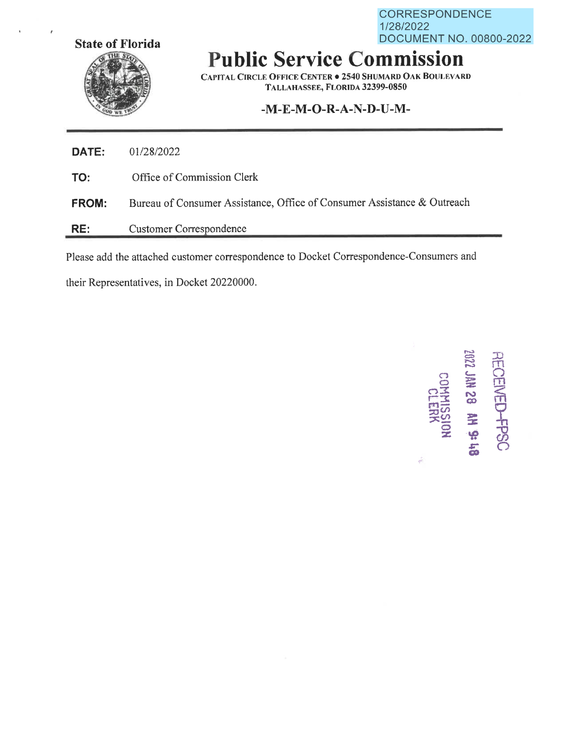CORRESPONDENCE
1/28/2022
DOCUMENT NO. 00800-2022

State of Florida

# Public Service Commission

CAPITAL CIRCLE OFFICE CENTER • 2540 SHUMARD OAK BOULEVARD
TALLAHASSEE, FLORIDA 32399-0850

## -M-E-M-O-R-A-N-D-U-M-

**DATE:** 01/28/2022

**TO:** Office of Commission Clerk

**FROM:** Bureau of Consumer Assistance, Office of Consumer Assistance & Outreach

**RE:** Customer Correspondence

Please add the attached customer correspondence to Docket Correspondence-Consumers and their Representatives, in Docket 20220000.

RECEIVED-FPSC
2022 JAN 28 AM 9:48
COMMISSION CLERK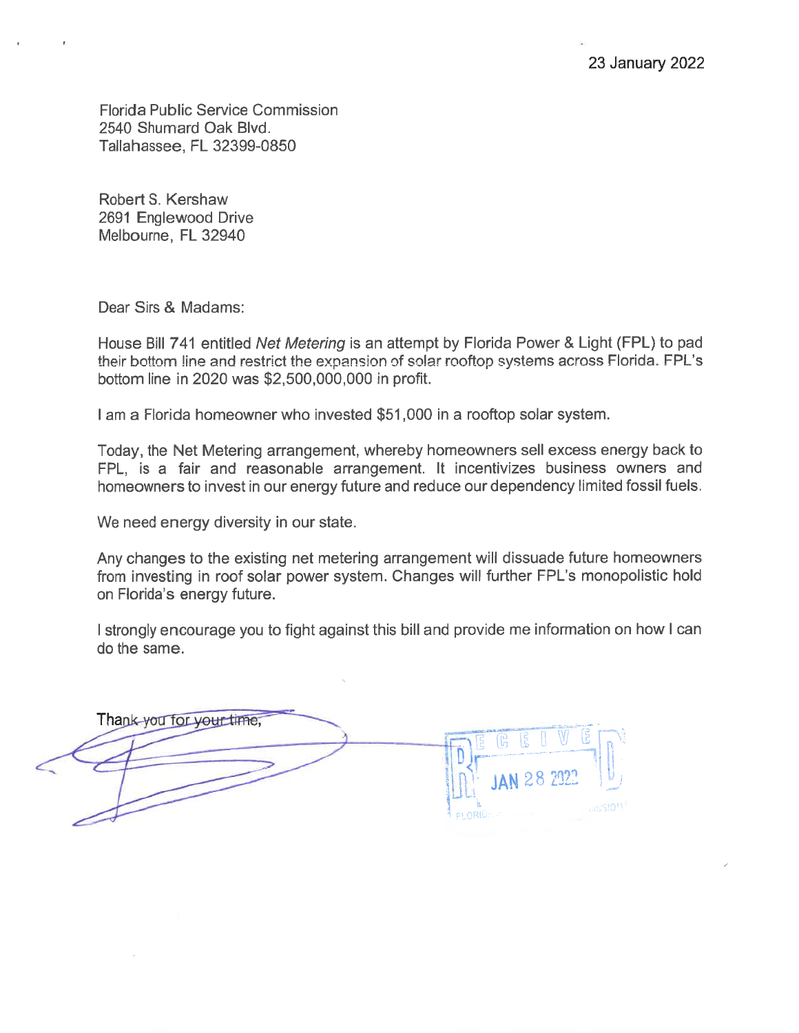23 January 2022

Florida Public Service Commission
2540 Shumard Oak Blvd.
Tallahassee, FL 32399-0850

Robert S. Kershaw
2691 Englewood Drive
Melbourne, FL 32940

Dear Sirs & Madams:

House Bill 741 entitled *Net Metering* is an attempt by Florida Power & Light (FPL) to pad their bottom line and restrict the expansion of solar rooftop systems across Florida. FPL's bottom line in 2020 was $2,500,000,000 in profit.

I am a Florida homeowner who invested $51,000 in a rooftop solar system.

Today, the Net Metering arrangement, whereby homeowners sell excess energy back to FPL, is a fair and reasonable arrangement. It incentivizes business owners and homeowners to invest in our energy future and reduce our dependency limited fossil fuels.

We need energy diversity in our state.

Any changes to the existing net metering arrangement will dissuade future homeowners from investing in roof solar power system. Changes will further FPL's monopolistic hold on Florida's energy future.

I strongly encourage you to fight against this bill and provide me information on how I can do the same.

Thank you for your time,

RECEIVED
JAN 28 2022
FLORIDA ... COMMISSION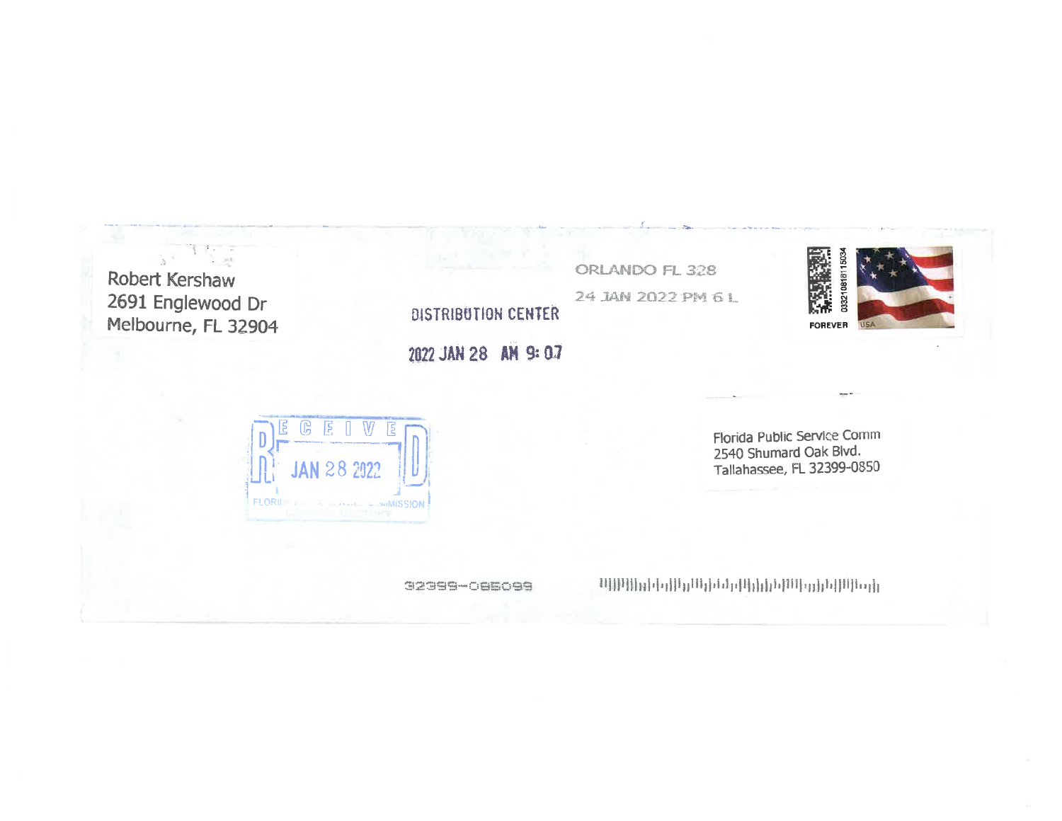Robert Kershaw
2691 Englewood Dr
Melbourne, FL 32904

ORLANDO FL 328

24 JAN 2022 PM 6 L

FOREVER USA

0321081815034

DISTRIBUTION CENTER

2022 JAN 28 AM 9: 07

RECEIVED

JAN 28 2022

FLORIDA PUBLIC SERVICE COMMISSION

Florida Public Service Comm
2540 Shumard Oak Blvd.
Tallahassee, FL 32399-0850

32399-085099